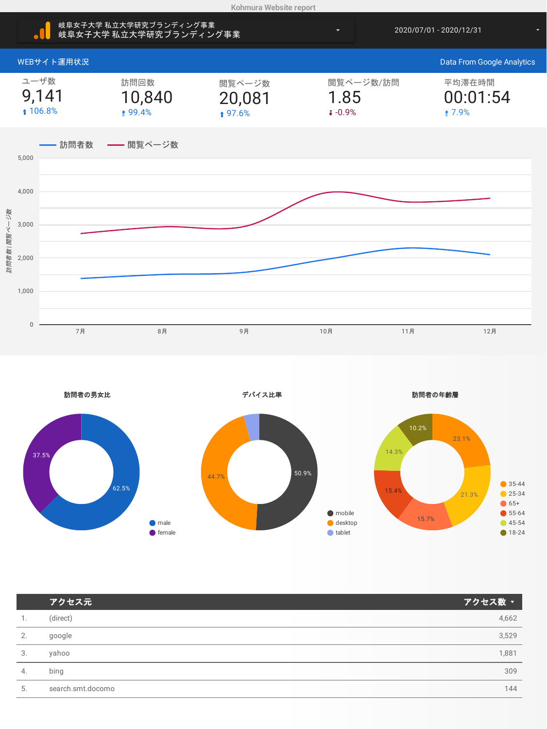Kohmura Website report

# 岐阜女子大学 私立大学研究ブランディング事業

岐阜女子大学 私立大学研究ブランディング事業

2020/07/01 - 2020/12/31

## WEBサイト運用状況

Data From Google Analytics

| ユーザ数 | 訪問回数 | 閲覧ページ数 | 閲覧ページ数/訪問 | 平均滞在時間 |
|---|---|---|---|---|
| 9,141 | 10,840 | 20,081 | 1.85 | 00:01:54 |
| ↑ 106.8% | ↑ 99.4% | ↑ 97.6% | ↓ -0.9% | ↑ 7.9% |

訪問者数 / 閲覧ページ数

訪問者数 | 閲覧ページ数

5,000
4,000
3,000
2,000
1,000
0

7月 8月 9月 10月 11月 12月

### 訪問者の男女比

- male 62.5%
- female 37.5%

### デバイス比率

- mobile 50.9%
- desktop 44.7%
- tablet

### 訪問者の年齢層

- 35-44 23.1%
- 25-34 21.3%
- 65+ 15.7%
- 55-64 15.4%
- 45-54 14.3%
- 18-24 10.2%

| | アクセス元 | アクセス数 ▾ |
|---|---|---|
| 1. | (direct) | 4,662 |
| 2. | google | 3,529 |
| 3. | yahoo | 1,881 |
| 4. | bing | 309 |
| 5. | search.smt.docomo | 144 |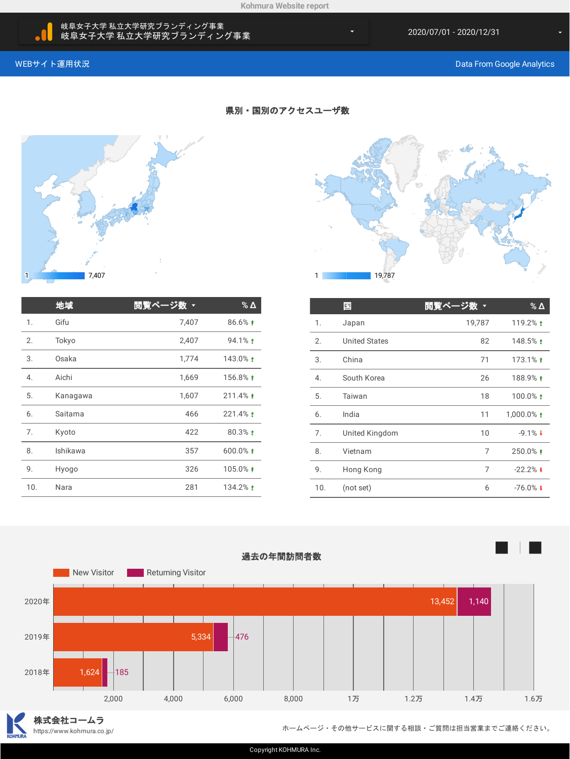Kohmura Website report

岐阜女子大学 私立大学研究ブランディング事業
岐阜女子大学 私立大学研究ブランディング事業

2020/07/01 - 2020/12/31

WEBサイト運用状況

Data From Google Analytics

## 県別・国別のアクセスユーザ数

1 7,407

1 19,787

| | 地域 | 閲覧ページ数 ▾ | % Δ |
|---|---|---|---|
| 1. | Gifu | 7,407 | 86.6% ↑ |
| 2. | Tokyo | 2,407 | 94.1% ↑ |
| 3. | Osaka | 1,774 | 143.0% ↑ |
| 4. | Aichi | 1,669 | 156.8% ↑ |
| 5. | Kanagawa | 1,607 | 211.4% ↑ |
| 6. | Saitama | 466 | 221.4% ↑ |
| 7. | Kyoto | 422 | 80.3% ↑ |
| 8. | Ishikawa | 357 | 600.0% ↑ |
| 9. | Hyogo | 326 | 105.0% ↑ |
| 10. | Nara | 281 | 134.2% ↑ |

| | 国 | 閲覧ページ数 ▾ | % Δ |
|---|---|---|---|
| 1. | Japan | 19,787 | 119.2% ↑ |
| 2. | United States | 82 | 148.5% ↑ |
| 3. | China | 71 | 173.1% ↑ |
| 4. | South Korea | 26 | 188.9% ↑ |
| 5. | Taiwan | 18 | 100.0% ↑ |
| 6. | India | 11 | 1,000.0% ↑ |
| 7. | United Kingdom | 10 | -9.1% ↓ |
| 8. | Vietnam | 7 | 250.0% ↑ |
| 9. | Hong Kong | 7 | -22.2% ↓ |
| 10. | (not set) | 6 | -76.0% ↓ |

## 過去の年間訪問者数

New Visitor
Returning Visitor

2020年 13,452 1,140
2019年 5,334 476
2018年 1,624 185

2,000 4,000 6,000 8,000 1万 1.2万 1.4万 1.6万

**株式会社コームラ**
https://www.kohmura.co.jp/

ホームページ・その他サービスに関する相談・ご質問は担当営業までご連絡ください。

Copyright KOHMURA Inc.